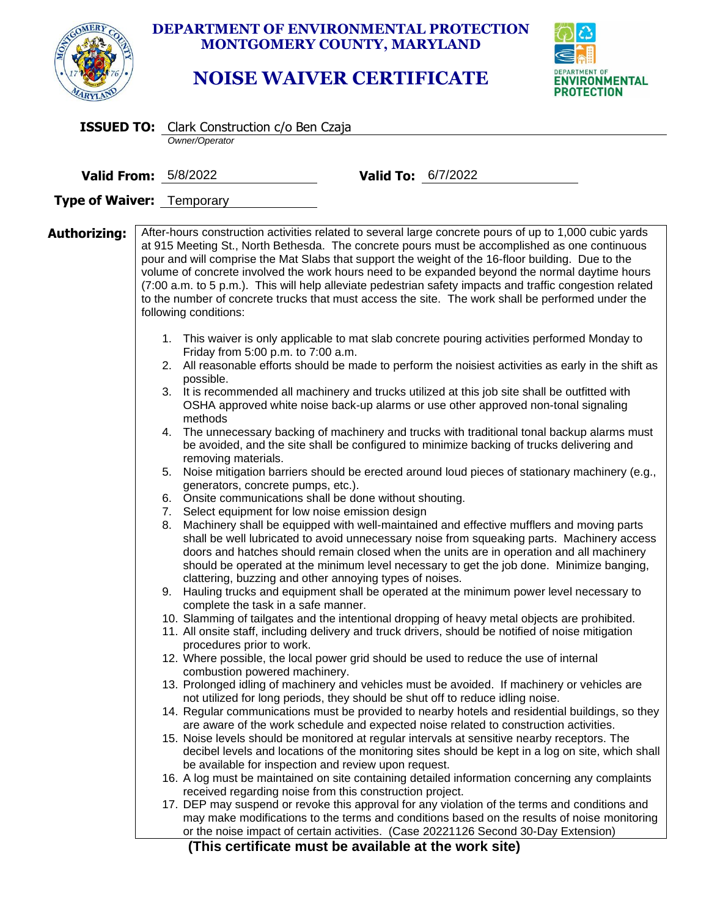**DEPARTMENT OF ENVIRONMENTAL PROTECTION**
**MONTGOMERY COUNTY, MARYLAND**

# NOISE WAIVER CERTIFICATE

DEPARTMENT OF ENVIRONMENTAL PROTECTION

**ISSUED TO:** Clark Construction c/o Ben Czaja
*Owner/Operator*

**Valid From:** 5/8/2022 **Valid To:** 6/7/2022

**Type of Waiver:** Temporary

**Authorizing:** After-hours construction activities related to several large concrete pours of up to 1,000 cubic yards at 915 Meeting St., North Bethesda. The concrete pours must be accomplished as one continuous pour and will comprise the Mat Slabs that support the weight of the 16-floor building. Due to the volume of concrete involved the work hours need to be expanded beyond the normal daytime hours (7:00 a.m. to 5 p.m.). This will help alleviate pedestrian safety impacts and traffic congestion related to the number of concrete trucks that must access the site. The work shall be performed under the following conditions:

1. This waiver is only applicable to mat slab concrete pouring activities performed Monday to Friday from 5:00 p.m. to 7:00 a.m.
2. All reasonable efforts should be made to perform the noisiest activities as early in the shift as possible.
3. It is recommended all machinery and trucks utilized at this job site shall be outfitted with OSHA approved white noise back-up alarms or use other approved non-tonal signaling methods
4. The unnecessary backing of machinery and trucks with traditional tonal backup alarms must be avoided, and the site shall be configured to minimize backing of trucks delivering and removing materials.
5. Noise mitigation barriers should be erected around loud pieces of stationary machinery (e.g., generators, concrete pumps, etc.).
6. Onsite communications shall be done without shouting.
7. Select equipment for low noise emission design
8. Machinery shall be equipped with well-maintained and effective mufflers and moving parts shall be well lubricated to avoid unnecessary noise from squeaking parts. Machinery access doors and hatches should remain closed when the units are in operation and all machinery should be operated at the minimum level necessary to get the job done. Minimize banging, clattering, buzzing and other annoying types of noises.
9. Hauling trucks and equipment shall be operated at the minimum power level necessary to complete the task in a safe manner.
10. Slamming of tailgates and the intentional dropping of heavy metal objects are prohibited.
11. All onsite staff, including delivery and truck drivers, should be notified of noise mitigation procedures prior to work.
12. Where possible, the local power grid should be used to reduce the use of internal combustion powered machinery.
13. Prolonged idling of machinery and vehicles must be avoided. If machinery or vehicles are not utilized for long periods, they should be shut off to reduce idling noise.
14. Regular communications must be provided to nearby hotels and residential buildings, so they are aware of the work schedule and expected noise related to construction activities.
15. Noise levels should be monitored at regular intervals at sensitive nearby receptors. The decibel levels and locations of the monitoring sites should be kept in a log on site, which shall be available for inspection and review upon request.
16. A log must be maintained on site containing detailed information concerning any complaints received regarding noise from this construction project.
17. DEP may suspend or revoke this approval for any violation of the terms and conditions and may make modifications to the terms and conditions based on the results of noise monitoring or the noise impact of certain activities. (Case 20221126 Second 30-Day Extension)

**(This certificate must be available at the work site)**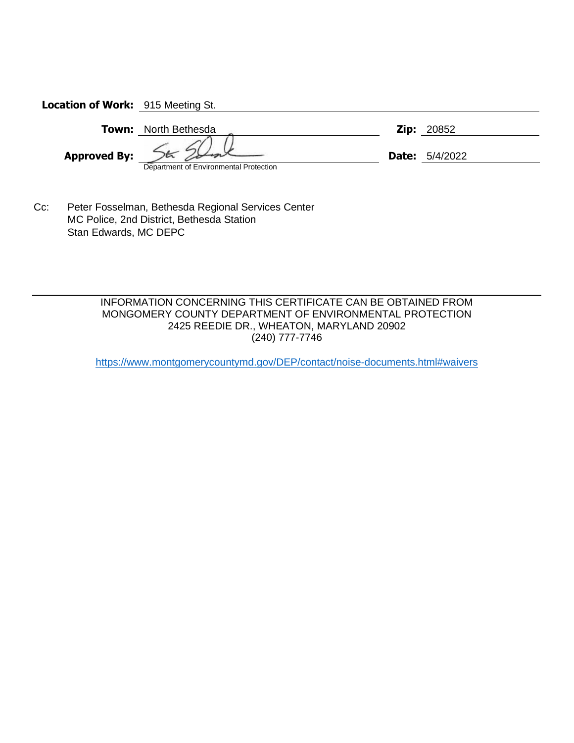**Location of Work:** 915 Meeting St.

**Town:** North Bethesda **Zip:** 20852

**Approved By:** ______________________ **Date:** 5/4/2022

Department of Environmental Protection

Cc: Peter Fosselman, Bethesda Regional Services Center
MC Police, 2nd District, Bethesda Station
Stan Edwards, MC DEPC

---

INFORMATION CONCERNING THIS CERTIFICATE CAN BE OBTAINED FROM
MONGOMERY COUNTY DEPARTMENT OF ENVIRONMENTAL PROTECTION
2425 REEDIE DR., WHEATON, MARYLAND 20902
(240) 777-7746

https://www.montgomerycountymd.gov/DEP/contact/noise-documents.html#waivers